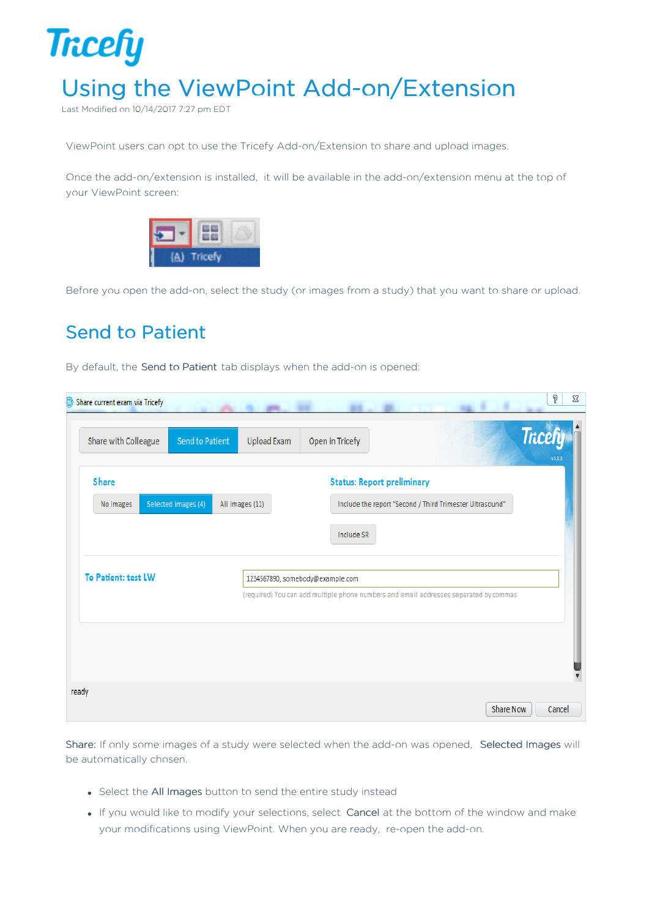# Using the ViewPoint Add-on/Extension

Last Modified on 10/14/2017 7:27 pm EDT

ViewPoint users can opt to use the Tricefy Add-on/Extension to share and upload images.

Once the add-on/extension is installed, it will be available in the add-on/extension menu at the top of your ViewPoint screen:

Before you open the add-on, select the study (or images from a study) that you want to share or upload.

## Send to Patient

By default, the **Send to Patient** tab displays when the add-on is opened:

**Share:** If only some images of a study were selected when the add-on was opened, **Selected Images** will be automatically chosen.

- Select the **All Images** button to send the entire study instead
- If you would like to modify your selections, select **Cancel** at the bottom of the window and make your modifications using ViewPoint. When you are ready, re-open the add-on.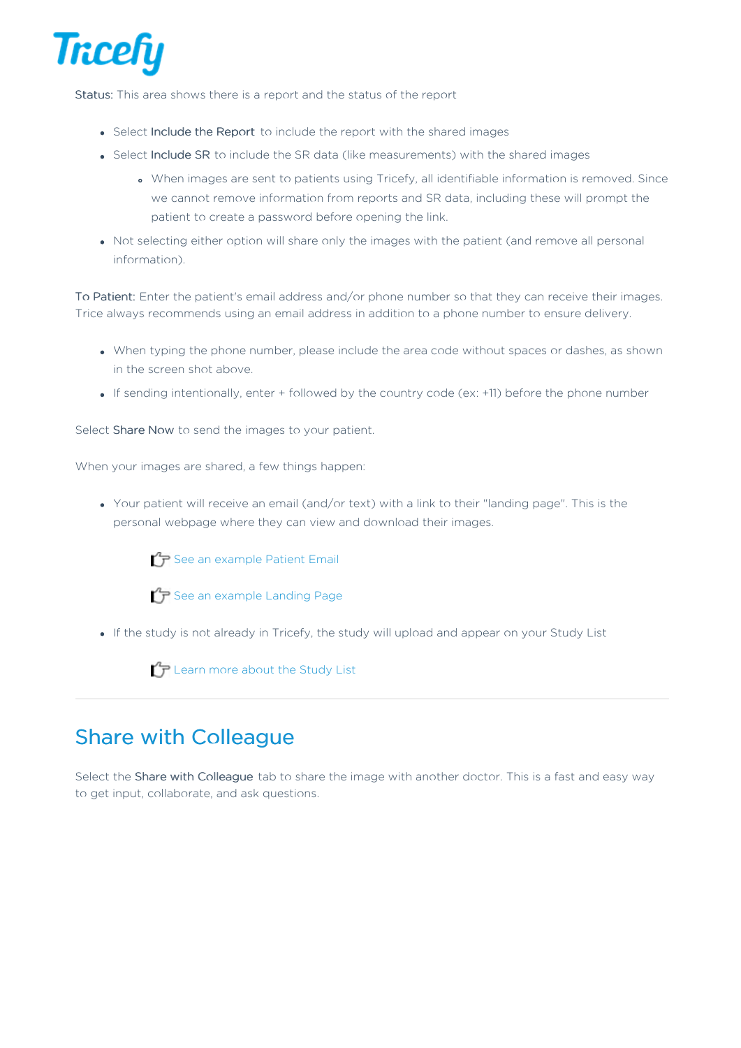Status: This area shows there is a report and the status of the report

- Select Include the Report to include the report with the shared images
- Select Include SR to include the SR data (like measurements) with the shared images
  - When images are sent to patients using Tricefy, all identifiable information is removed. Since we cannot remove information from reports and SR data, including these will prompt the patient to create a password before opening the link.
- Not selecting either option will share only the images with the patient (and remove all personal information).

To Patient: Enter the patient's email address and/or phone number so that they can receive their images. Trice always recommends using an email address in addition to a phone number to ensure delivery.

- When typing the phone number, please include the area code without spaces or dashes, as shown in the screen shot above.
- If sending intentionally, enter + followed by the country code (ex: +11) before the phone number

Select Share Now to send the images to your patient.

When your images are shared, a few things happen:

- Your patient will receive an email (and/or text) with a link to their "landing page". This is the personal webpage where they can view and download their images.

  See an example Patient Email

  See an example Landing Page

- If the study is not already in Tricefy, the study will upload and appear on your Study List

  Learn more about the Study List

---

## Share with Colleague

Select the Share with Colleague tab to share the image with another doctor. This is a fast and easy way to get input, collaborate, and ask questions.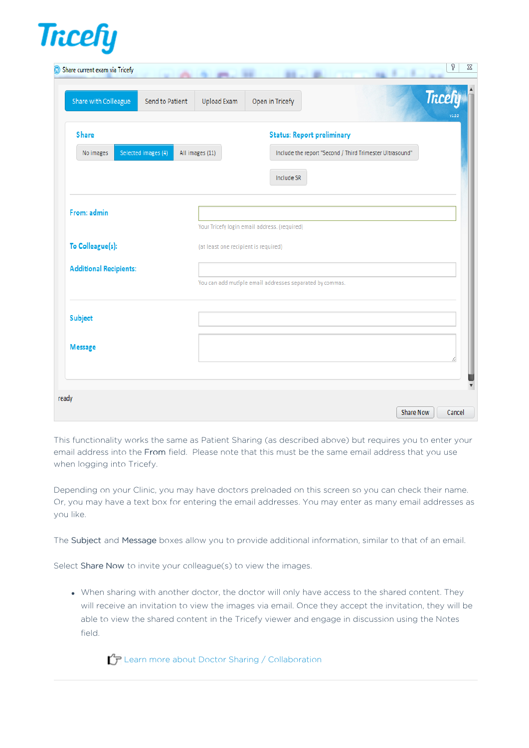This functionality works the same as Patient Sharing (as described above) but requires you to enter your email address into the **From** field. Please note that this must be the same email address that you use when logging into Tricefy.

Depending on your Clinic, you may have doctors preloaded on this screen so you can check their name. Or, you may have a text box for entering the email addresses. You may enter as many email addresses as you like.

The **Subject** and **Message** boxes allow you to provide additional information, similar to that of an email.

Select **Share Now** to invite your colleague(s) to view the images.

- When sharing with another doctor, the doctor will only have access to the shared content. They will receive an invitation to view the images via email. Once they accept the invitation, they will be able to view the shared content in the Tricefy viewer and engage in discussion using the Notes field.

Learn more about Doctor Sharing / Collaboration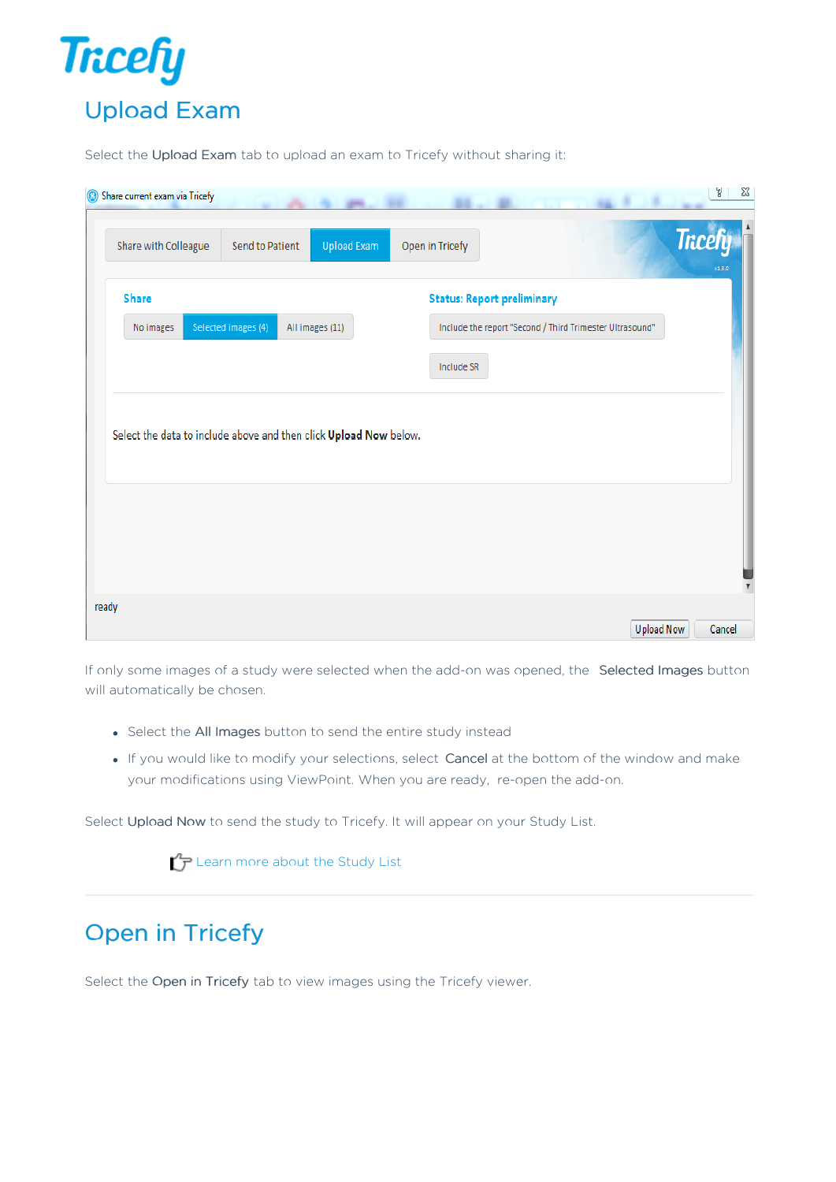## Upload Exam

Select the **Upload Exam** tab to upload an exam to Tricefy without sharing it:

If only some images of a study were selected when the add-on was opened, the **Selected Images** button will automatically be chosen.

- Select the **All Images** button to send the entire study instead
- If you would like to modify your selections, select **Cancel** at the bottom of the window and make your modifications using ViewPoint. When you are ready, re-open the add-on.

Select **Upload Now** to send the study to Tricefy. It will appear on your Study List.

Learn more about the Study List

## Open in Tricefy

Select the **Open in Tricefy** tab to view images using the Tricefy viewer.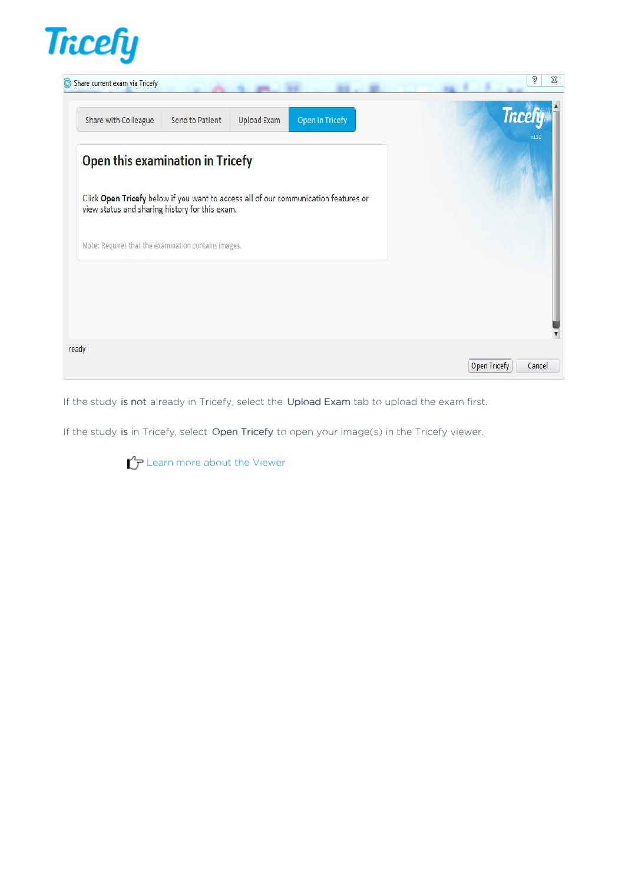If the study **is not** already in Tricefy, select the **Upload Exam** tab to upload the exam first.

If the study **is** in Tricefy, select **Open Tricefy** to open your image(s) in the Tricefy viewer.

Learn more about the Viewer